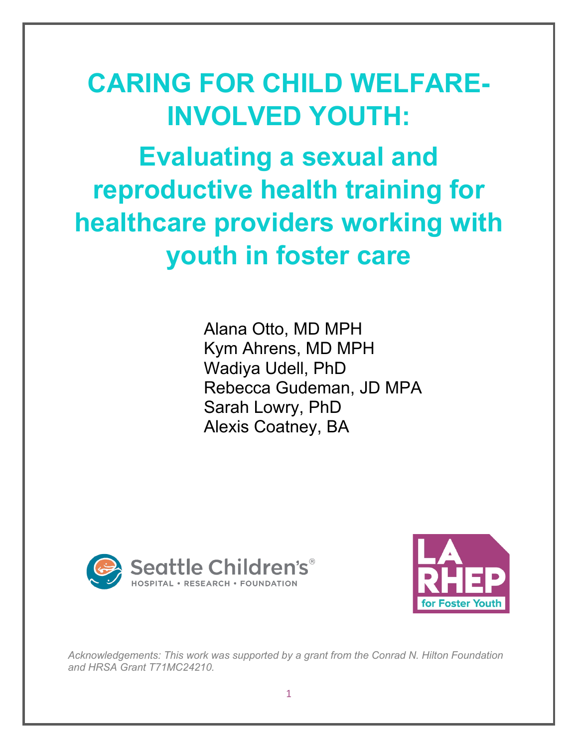# CARING FOR CHILD WELFARE-INVOLVED YOUTH:

## Evaluating a sexual and reproductive health training for healthcare providers working with youth in foster care

Alana Otto, MD MPH
Kym Ahrens, MD MPH
Wadiya Udell, PhD
Rebecca Gudeman, JD MPA
Sarah Lowry, PhD
Alexis Coatney, BA

Seattle Children's®
HOSPITAL • RESEARCH • FOUNDATION

LA RHEP for Foster Youth

*Acknowledgements: This work was supported by a grant from the Conrad N. Hilton Foundation and HRSA Grant T71MC24210.*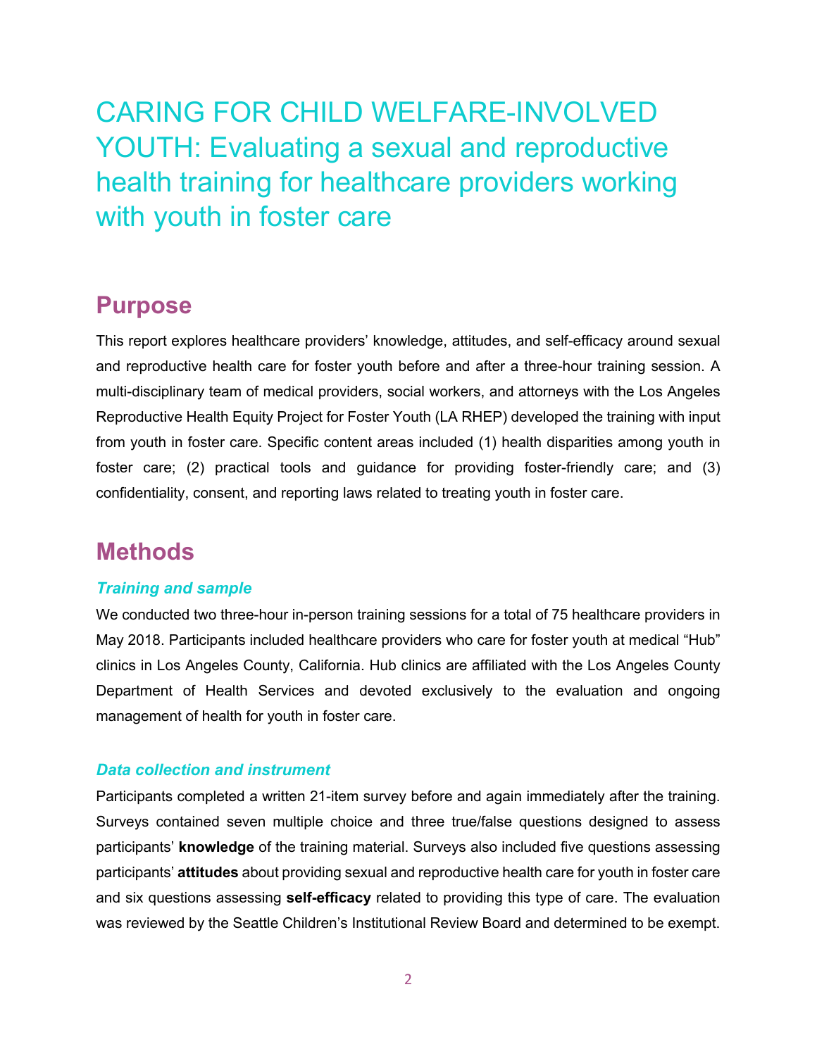# CARING FOR CHILD WELFARE-INVOLVED YOUTH: Evaluating a sexual and reproductive health training for healthcare providers working with youth in foster care

## Purpose

This report explores healthcare providers' knowledge, attitudes, and self-efficacy around sexual and reproductive health care for foster youth before and after a three-hour training session. A multi-disciplinary team of medical providers, social workers, and attorneys with the Los Angeles Reproductive Health Equity Project for Foster Youth (LA RHEP) developed the training with input from youth in foster care. Specific content areas included (1) health disparities among youth in foster care; (2) practical tools and guidance for providing foster-friendly care; and (3) confidentiality, consent, and reporting laws related to treating youth in foster care.

## Methods

### *Training and sample*

We conducted two three-hour in-person training sessions for a total of 75 healthcare providers in May 2018. Participants included healthcare providers who care for foster youth at medical "Hub" clinics in Los Angeles County, California. Hub clinics are affiliated with the Los Angeles County Department of Health Services and devoted exclusively to the evaluation and ongoing management of health for youth in foster care.

### *Data collection and instrument*

Participants completed a written 21-item survey before and again immediately after the training. Surveys contained seven multiple choice and three true/false questions designed to assess participants' **knowledge** of the training material. Surveys also included five questions assessing participants' **attitudes** about providing sexual and reproductive health care for youth in foster care and six questions assessing **self-efficacy** related to providing this type of care. The evaluation was reviewed by the Seattle Children's Institutional Review Board and determined to be exempt.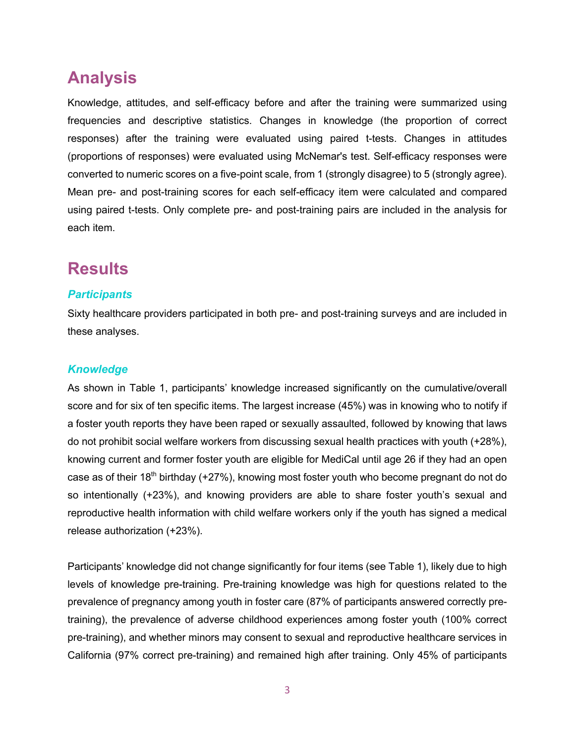## Analysis

Knowledge, attitudes, and self-efficacy before and after the training were summarized using frequencies and descriptive statistics. Changes in knowledge (the proportion of correct responses) after the training were evaluated using paired t-tests. Changes in attitudes (proportions of responses) were evaluated using McNemar's test. Self-efficacy responses were converted to numeric scores on a five-point scale, from 1 (strongly disagree) to 5 (strongly agree). Mean pre- and post-training scores for each self-efficacy item were calculated and compared using paired t-tests. Only complete pre- and post-training pairs are included in the analysis for each item.

## Results

### *Participants*

Sixty healthcare providers participated in both pre- and post-training surveys and are included in these analyses.

### *Knowledge*

As shown in Table 1, participants' knowledge increased significantly on the cumulative/overall score and for six of ten specific items. The largest increase (45%) was in knowing who to notify if a foster youth reports they have been raped or sexually assaulted, followed by knowing that laws do not prohibit social welfare workers from discussing sexual health practices with youth (+28%), knowing current and former foster youth are eligible for MediCal until age 26 if they had an open case as of their 18th birthday (+27%), knowing most foster youth who become pregnant do not do so intentionally (+23%), and knowing providers are able to share foster youth's sexual and reproductive health information with child welfare workers only if the youth has signed a medical release authorization (+23%).

Participants' knowledge did not change significantly for four items (see Table 1), likely due to high levels of knowledge pre-training. Pre-training knowledge was high for questions related to the prevalence of pregnancy among youth in foster care (87% of participants answered correctly pre-training), the prevalence of adverse childhood experiences among foster youth (100% correct pre-training), and whether minors may consent to sexual and reproductive healthcare services in California (97% correct pre-training) and remained high after training. Only 45% of participants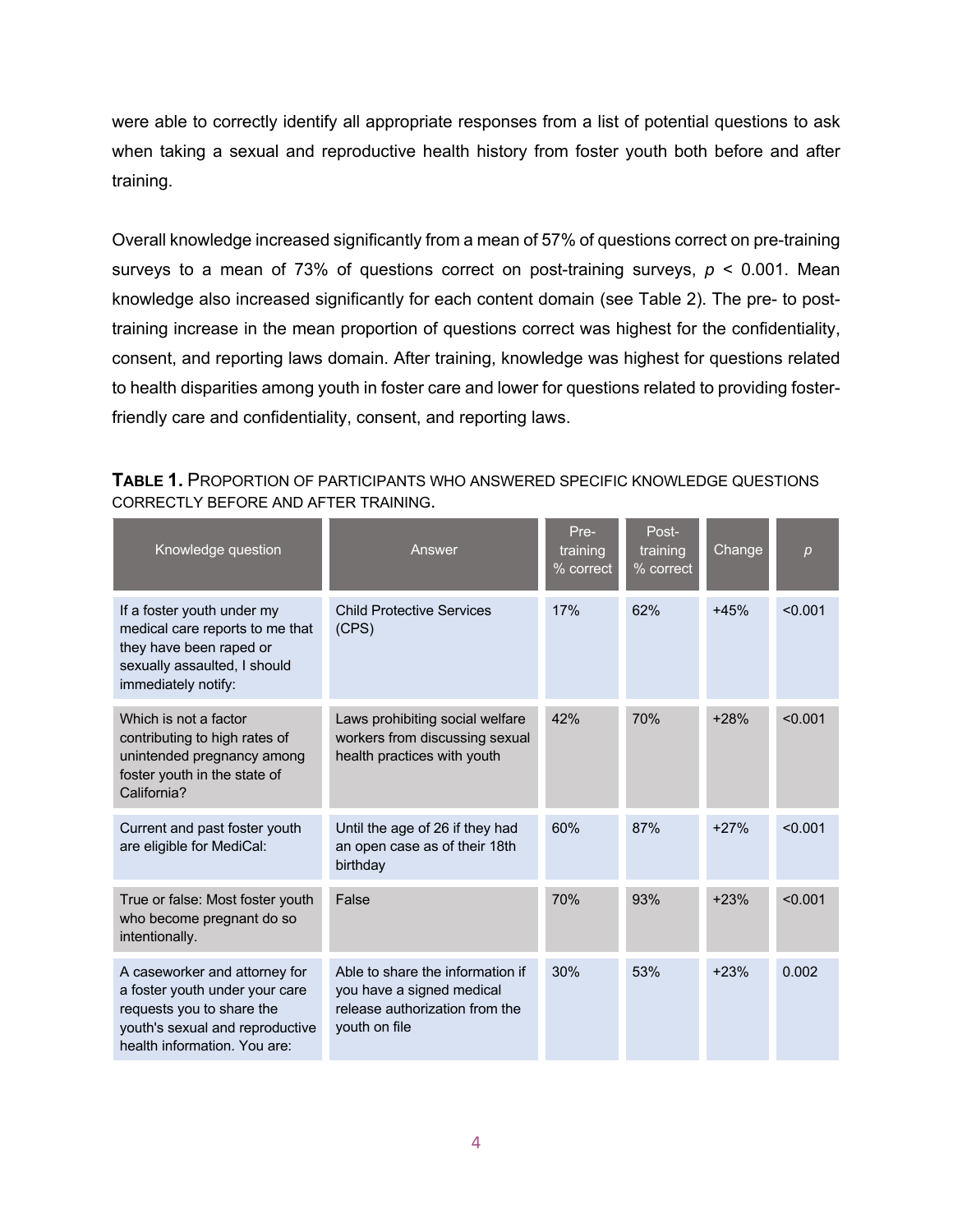were able to correctly identify all appropriate responses from a list of potential questions to ask when taking a sexual and reproductive health history from foster youth both before and after training.

Overall knowledge increased significantly from a mean of 57% of questions correct on pre-training surveys to a mean of 73% of questions correct on post-training surveys, $p < 0.001$. Mean knowledge also increased significantly for each content domain (see Table 2). The pre- to post-training increase in the mean proportion of questions correct was highest for the confidentiality, consent, and reporting laws domain. After training, knowledge was highest for questions related to health disparities among youth in foster care and lower for questions related to providing foster-friendly care and confidentiality, consent, and reporting laws.

**TABLE 1.** PROPORTION OF PARTICIPANTS WHO ANSWERED SPECIFIC KNOWLEDGE QUESTIONS CORRECTLY BEFORE AND AFTER TRAINING.

| Knowledge question | Answer | Pre-training % correct | Post-training % correct | Change | *p* |
|---|---|---|---|---|---|
| If a foster youth under my medical care reports to me that they have been raped or sexually assaulted, I should immediately notify: | Child Protective Services (CPS) | 17% | 62% | +45% | <0.001 |
| Which is not a factor contributing to high rates of unintended pregnancy among foster youth in the state of California? | Laws prohibiting social welfare workers from discussing sexual health practices with youth | 42% | 70% | +28% | <0.001 |
| Current and past foster youth are eligible for MediCal: | Until the age of 26 if they had an open case as of their 18th birthday | 60% | 87% | +27% | <0.001 |
| True or false: Most foster youth who become pregnant do so intentionally. | False | 70% | 93% | +23% | <0.001 |
| A caseworker and attorney for a foster youth under your care requests you to share the youth's sexual and reproductive health information. You are: | Able to share the information if you have a signed medical release authorization from the youth on file | 30% | 53% | +23% | 0.002 |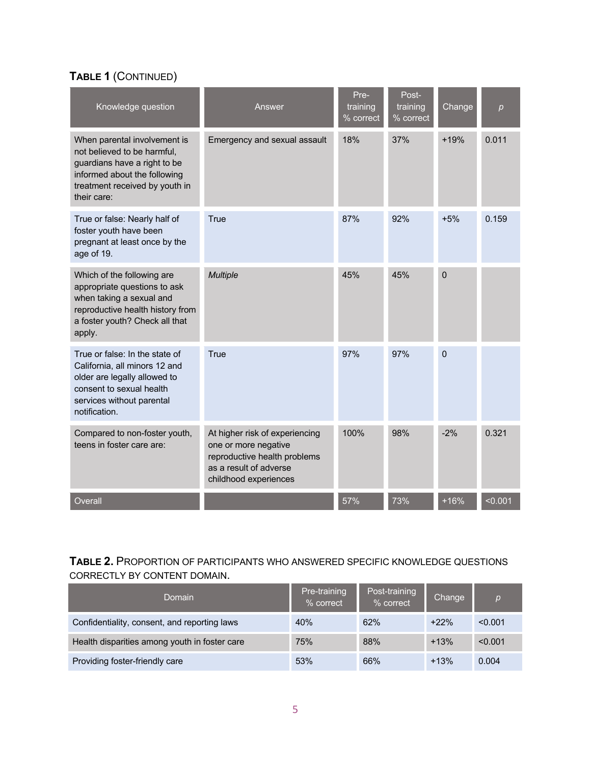**Table 1 (Continued)**

| Knowledge question | Answer | Pre-training % correct | Post-training % correct | Change | *p* |
|---|---|---|---|---|---|
| When parental involvement is not believed to be harmful, guardians have a right to be informed about the following treatment received by youth in their care: | Emergency and sexual assault | 18% | 37% | +19% | 0.011 |
| True or false: Nearly half of foster youth have been pregnant at least once by the age of 19. | True | 87% | 92% | +5% | 0.159 |
| Which of the following are appropriate questions to ask when taking a sexual and reproductive health history from a foster youth? Check all that apply. | *Multiple* | 45% | 45% | 0 | |
| True or false: In the state of California, all minors 12 and older are legally allowed to consent to sexual health services without parental notification. | True | 97% | 97% | 0 | |
| Compared to non-foster youth, teens in foster care are: | At higher risk of experiencing one or more negative reproductive health problems as a result of adverse childhood experiences | 100% | 98% | -2% | 0.321 |
| Overall | | 57% | 73% | +16% | <0.001 |

**Table 2.** Proportion of participants who answered specific knowledge questions correctly by content domain.

| Domain | Pre-training % correct | Post-training % correct | Change | *p* |
|---|---|---|---|---|
| Confidentiality, consent, and reporting laws | 40% | 62% | +22% | <0.001 |
| Health disparities among youth in foster care | 75% | 88% | +13% | <0.001 |
| Providing foster-friendly care | 53% | 66% | +13% | 0.004 |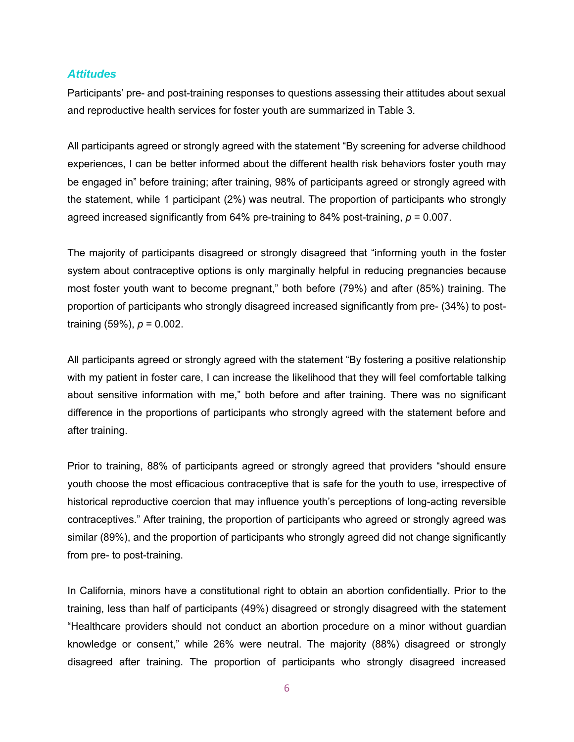### *Attitudes*

Participants' pre- and post-training responses to questions assessing their attitudes about sexual and reproductive health services for foster youth are summarized in Table 3.

All participants agreed or strongly agreed with the statement "By screening for adverse childhood experiences, I can be better informed about the different health risk behaviors foster youth may be engaged in" before training; after training, 98% of participants agreed or strongly agreed with the statement, while 1 participant (2%) was neutral. The proportion of participants who strongly agreed increased significantly from 64% pre-training to 84% post-training, $p = 0.007$.

The majority of participants disagreed or strongly disagreed that "informing youth in the foster system about contraceptive options is only marginally helpful in reducing pregnancies because most foster youth want to become pregnant," both before (79%) and after (85%) training. The proportion of participants who strongly disagreed increased significantly from pre- (34%) to post-training (59%), $p = 0.002$.

All participants agreed or strongly agreed with the statement "By fostering a positive relationship with my patient in foster care, I can increase the likelihood that they will feel comfortable talking about sensitive information with me," both before and after training. There was no significant difference in the proportions of participants who strongly agreed with the statement before and after training.

Prior to training, 88% of participants agreed or strongly agreed that providers "should ensure youth choose the most efficacious contraceptive that is safe for the youth to use, irrespective of historical reproductive coercion that may influence youth's perceptions of long-acting reversible contraceptives." After training, the proportion of participants who agreed or strongly agreed was similar (89%), and the proportion of participants who strongly agreed did not change significantly from pre- to post-training.

In California, minors have a constitutional right to obtain an abortion confidentially. Prior to the training, less than half of participants (49%) disagreed or strongly disagreed with the statement "Healthcare providers should not conduct an abortion procedure on a minor without guardian knowledge or consent," while 26% were neutral. The majority (88%) disagreed or strongly disagreed after training. The proportion of participants who strongly disagreed increased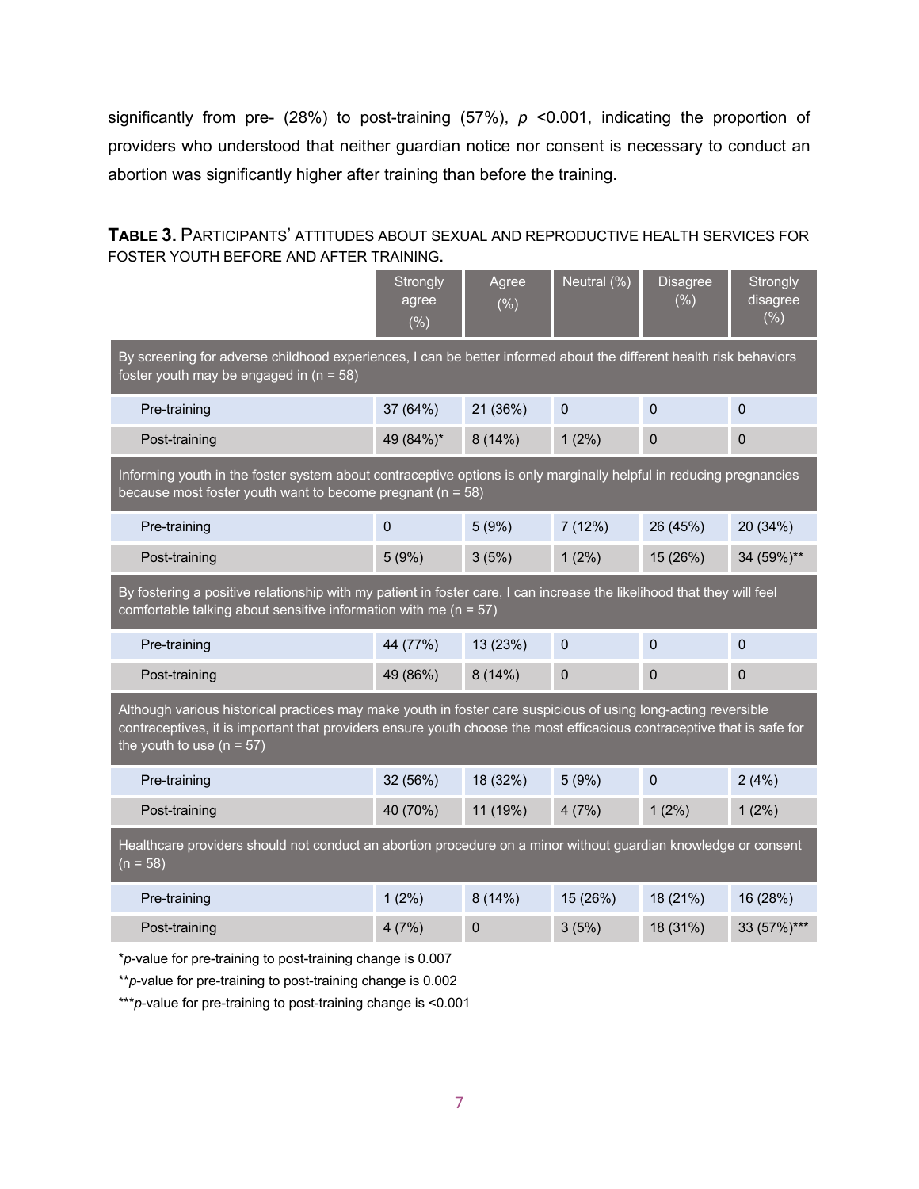significantly from pre- (28%) to post-training (57%), $p$ <0.001, indicating the proportion of providers who understood that neither guardian notice nor consent is necessary to conduct an abortion was significantly higher after training than before the training.

**TABLE 3.** PARTICIPANTS' ATTITUDES ABOUT SEXUAL AND REPRODUCTIVE HEALTH SERVICES FOR FOSTER YOUTH BEFORE AND AFTER TRAINING.

| | Strongly agree (%) | Agree (%) | Neutral (%) | Disagree (%) | Strongly disagree (%) |
|---|---|---|---|---|---|
| By screening for adverse childhood experiences, I can be better informed about the different health risk behaviors foster youth may be engaged in (n = 58) | | | | | |
| Pre-training | 37 (64%) | 21 (36%) | 0 | 0 | 0 |
| Post-training | 49 (84%)* | 8 (14%) | 1 (2%) | 0 | 0 |
| Informing youth in the foster system about contraceptive options is only marginally helpful in reducing pregnancies because most foster youth want to become pregnant (n = 58) | | | | | |
| Pre-training | 0 | 5 (9%) | 7 (12%) | 26 (45%) | 20 (34%) |
| Post-training | 5 (9%) | 3 (5%) | 1 (2%) | 15 (26%) | 34 (59%)** |
| By fostering a positive relationship with my patient in foster care, I can increase the likelihood that they will feel comfortable talking about sensitive information with me (n = 57) | | | | | |
| Pre-training | 44 (77%) | 13 (23%) | 0 | 0 | 0 |
| Post-training | 49 (86%) | 8 (14%) | 0 | 0 | 0 |
| Although various historical practices may make youth in foster care suspicious of using long-acting reversible contraceptives, it is important that providers ensure youth choose the most efficacious contraceptive that is safe for the youth to use (n = 57) | | | | | |
| Pre-training | 32 (56%) | 18 (32%) | 5 (9%) | 0 | 2 (4%) |
| Post-training | 40 (70%) | 11 (19%) | 4 (7%) | 1 (2%) | 1 (2%) |
| Healthcare providers should not conduct an abortion procedure on a minor without guardian knowledge or consent (n = 58) | | | | | |
| Pre-training | 1 (2%) | 8 (14%) | 15 (26%) | 18 (21%) | 16 (28%) |
| Post-training | 4 (7%) | 0 | 3 (5%) | 18 (31%) | 33 (57%)*** |

*$p$-value for pre-training to post-training change is 0.007

**$p$-value for pre-training to post-training change is 0.002

***$p$-value for pre-training to post-training change is <0.001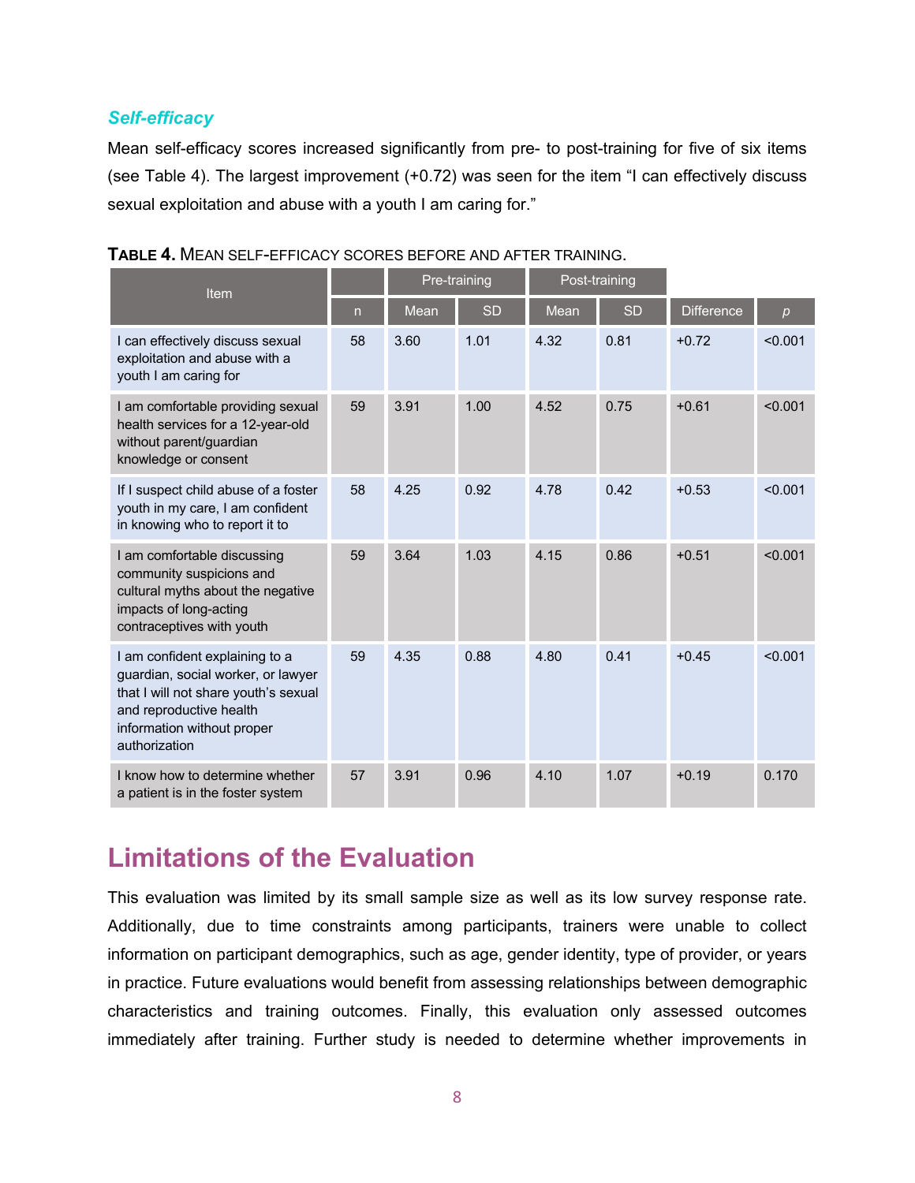### *Self-efficacy*

Mean self-efficacy scores increased significantly from pre- to post-training for five of six items (see Table 4). The largest improvement (+0.72) was seen for the item "I can effectively discuss sexual exploitation and abuse with a youth I am caring for."

**TABLE 4.** MEAN SELF-EFFICACY SCORES BEFORE AND AFTER TRAINING.

| Item | | Pre-training | | Post-training | | | |
|---|---|---|---|---|---|---|---|
| | n | Mean | SD | Mean | SD | Difference | *p* |
| I can effectively discuss sexual exploitation and abuse with a youth I am caring for | 58 | 3.60 | 1.01 | 4.32 | 0.81 | +0.72 | <0.001 |
| I am comfortable providing sexual health services for a 12-year-old without parent/guardian knowledge or consent | 59 | 3.91 | 1.00 | 4.52 | 0.75 | +0.61 | <0.001 |
| If I suspect child abuse of a foster youth in my care, I am confident in knowing who to report it to | 58 | 4.25 | 0.92 | 4.78 | 0.42 | +0.53 | <0.001 |
| I am comfortable discussing community suspicions and cultural myths about the negative impacts of long-acting contraceptives with youth | 59 | 3.64 | 1.03 | 4.15 | 0.86 | +0.51 | <0.001 |
| I am confident explaining to a guardian, social worker, or lawyer that I will not share youth's sexual and reproductive health information without proper authorization | 59 | 4.35 | 0.88 | 4.80 | 0.41 | +0.45 | <0.001 |
| I know how to determine whether a patient is in the foster system | 57 | 3.91 | 0.96 | 4.10 | 1.07 | +0.19 | 0.170 |

# Limitations of the Evaluation

This evaluation was limited by its small sample size as well as its low survey response rate. Additionally, due to time constraints among participants, trainers were unable to collect information on participant demographics, such as age, gender identity, type of provider, or years in practice. Future evaluations would benefit from assessing relationships between demographic characteristics and training outcomes. Finally, this evaluation only assessed outcomes immediately after training. Further study is needed to determine whether improvements in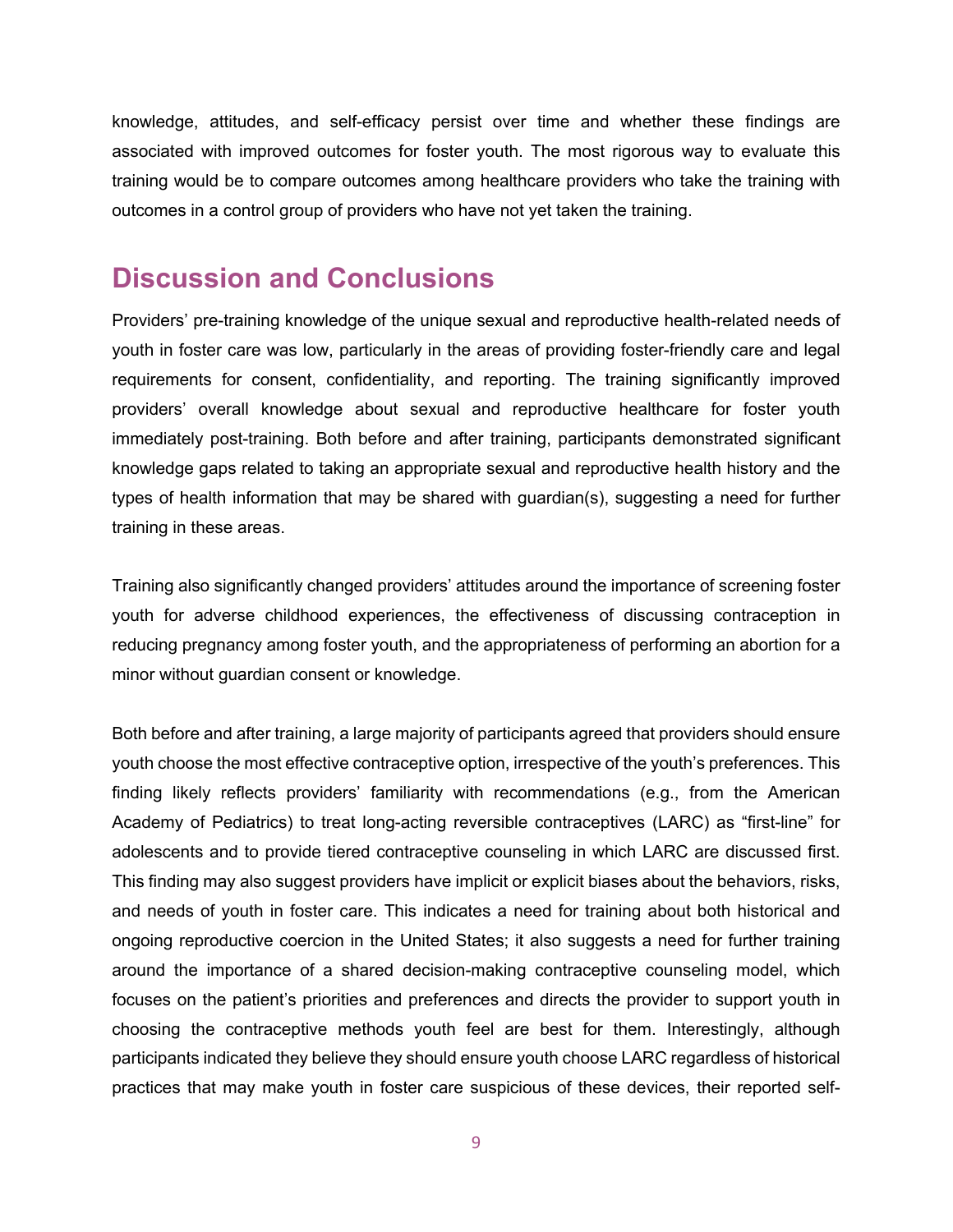knowledge, attitudes, and self-efficacy persist over time and whether these findings are associated with improved outcomes for foster youth. The most rigorous way to evaluate this training would be to compare outcomes among healthcare providers who take the training with outcomes in a control group of providers who have not yet taken the training.

## Discussion and Conclusions

Providers' pre-training knowledge of the unique sexual and reproductive health-related needs of youth in foster care was low, particularly in the areas of providing foster-friendly care and legal requirements for consent, confidentiality, and reporting. The training significantly improved providers' overall knowledge about sexual and reproductive healthcare for foster youth immediately post-training. Both before and after training, participants demonstrated significant knowledge gaps related to taking an appropriate sexual and reproductive health history and the types of health information that may be shared with guardian(s), suggesting a need for further training in these areas.

Training also significantly changed providers' attitudes around the importance of screening foster youth for adverse childhood experiences, the effectiveness of discussing contraception in reducing pregnancy among foster youth, and the appropriateness of performing an abortion for a minor without guardian consent or knowledge.

Both before and after training, a large majority of participants agreed that providers should ensure youth choose the most effective contraceptive option, irrespective of the youth's preferences. This finding likely reflects providers' familiarity with recommendations (e.g., from the American Academy of Pediatrics) to treat long-acting reversible contraceptives (LARC) as "first-line" for adolescents and to provide tiered contraceptive counseling in which LARC are discussed first. This finding may also suggest providers have implicit or explicit biases about the behaviors, risks, and needs of youth in foster care. This indicates a need for training about both historical and ongoing reproductive coercion in the United States; it also suggests a need for further training around the importance of a shared decision-making contraceptive counseling model, which focuses on the patient's priorities and preferences and directs the provider to support youth in choosing the contraceptive methods youth feel are best for them. Interestingly, although participants indicated they believe they should ensure youth choose LARC regardless of historical practices that may make youth in foster care suspicious of these devices, their reported self-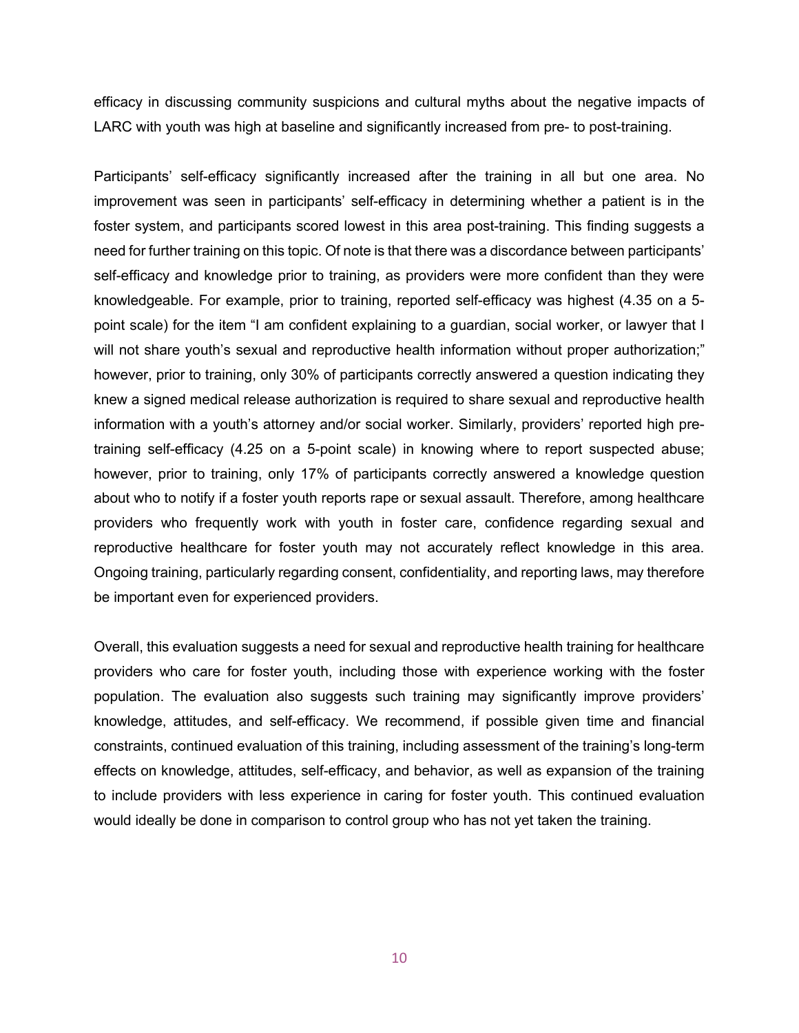efficacy in discussing community suspicions and cultural myths about the negative impacts of LARC with youth was high at baseline and significantly increased from pre- to post-training.

Participants' self-efficacy significantly increased after the training in all but one area. No improvement was seen in participants' self-efficacy in determining whether a patient is in the foster system, and participants scored lowest in this area post-training. This finding suggests a need for further training on this topic. Of note is that there was a discordance between participants' self-efficacy and knowledge prior to training, as providers were more confident than they were knowledgeable. For example, prior to training, reported self-efficacy was highest (4.35 on a 5-point scale) for the item "I am confident explaining to a guardian, social worker, or lawyer that I will not share youth's sexual and reproductive health information without proper authorization;" however, prior to training, only 30% of participants correctly answered a question indicating they knew a signed medical release authorization is required to share sexual and reproductive health information with a youth's attorney and/or social worker. Similarly, providers' reported high pre-training self-efficacy (4.25 on a 5-point scale) in knowing where to report suspected abuse; however, prior to training, only 17% of participants correctly answered a knowledge question about who to notify if a foster youth reports rape or sexual assault. Therefore, among healthcare providers who frequently work with youth in foster care, confidence regarding sexual and reproductive healthcare for foster youth may not accurately reflect knowledge in this area. Ongoing training, particularly regarding consent, confidentiality, and reporting laws, may therefore be important even for experienced providers.

Overall, this evaluation suggests a need for sexual and reproductive health training for healthcare providers who care for foster youth, including those with experience working with the foster population. The evaluation also suggests such training may significantly improve providers' knowledge, attitudes, and self-efficacy. We recommend, if possible given time and financial constraints, continued evaluation of this training, including assessment of the training's long-term effects on knowledge, attitudes, self-efficacy, and behavior, as well as expansion of the training to include providers with less experience in caring for foster youth. This continued evaluation would ideally be done in comparison to control group who has not yet taken the training.